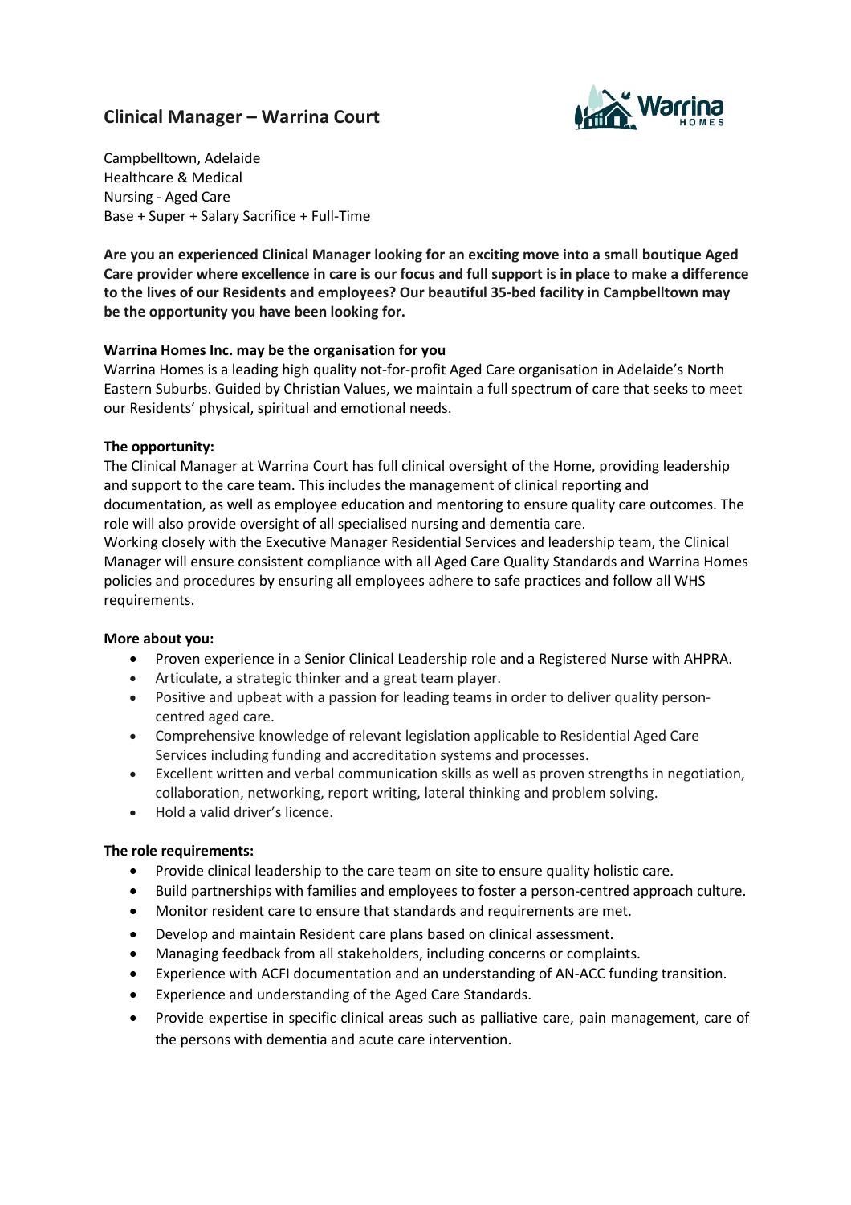# Clinical Manager – Warrina Court

Campbelltown, Adelaide
Healthcare & Medical
Nursing - Aged Care
Base + Super + Salary Sacrifice + Full-Time

**Are you an experienced Clinical Manager looking for an exciting move into a small boutique Aged Care provider where excellence in care is our focus and full support is in place to make a difference to the lives of our Residents and employees? Our beautiful 35-bed facility in Campbelltown may be the opportunity you have been looking for.**

**Warrina Homes Inc. may be the organisation for you**

Warrina Homes is a leading high quality not-for-profit Aged Care organisation in Adelaide's North Eastern Suburbs. Guided by Christian Values, we maintain a full spectrum of care that seeks to meet our Residents' physical, spiritual and emotional needs.

**The opportunity:**

The Clinical Manager at Warrina Court has full clinical oversight of the Home, providing leadership and support to the care team. This includes the management of clinical reporting and documentation, as well as employee education and mentoring to ensure quality care outcomes. The role will also provide oversight of all specialised nursing and dementia care.

Working closely with the Executive Manager Residential Services and leadership team, the Clinical Manager will ensure consistent compliance with all Aged Care Quality Standards and Warrina Homes policies and procedures by ensuring all employees adhere to safe practices and follow all WHS requirements.

**More about you:**

- Proven experience in a Senior Clinical Leadership role and a Registered Nurse with AHPRA.
- Articulate, a strategic thinker and a great team player.
- Positive and upbeat with a passion for leading teams in order to deliver quality person-centred aged care.
- Comprehensive knowledge of relevant legislation applicable to Residential Aged Care Services including funding and accreditation systems and processes.
- Excellent written and verbal communication skills as well as proven strengths in negotiation, collaboration, networking, report writing, lateral thinking and problem solving.
- Hold a valid driver's licence.

**The role requirements:**

- Provide clinical leadership to the care team on site to ensure quality holistic care.
- Build partnerships with families and employees to foster a person-centred approach culture.
- Monitor resident care to ensure that standards and requirements are met.
- Develop and maintain Resident care plans based on clinical assessment.
- Managing feedback from all stakeholders, including concerns or complaints.
- Experience with ACFI documentation and an understanding of AN-ACC funding transition.
- Experience and understanding of the Aged Care Standards.
- Provide expertise in specific clinical areas such as palliative care, pain management, care of the persons with dementia and acute care intervention.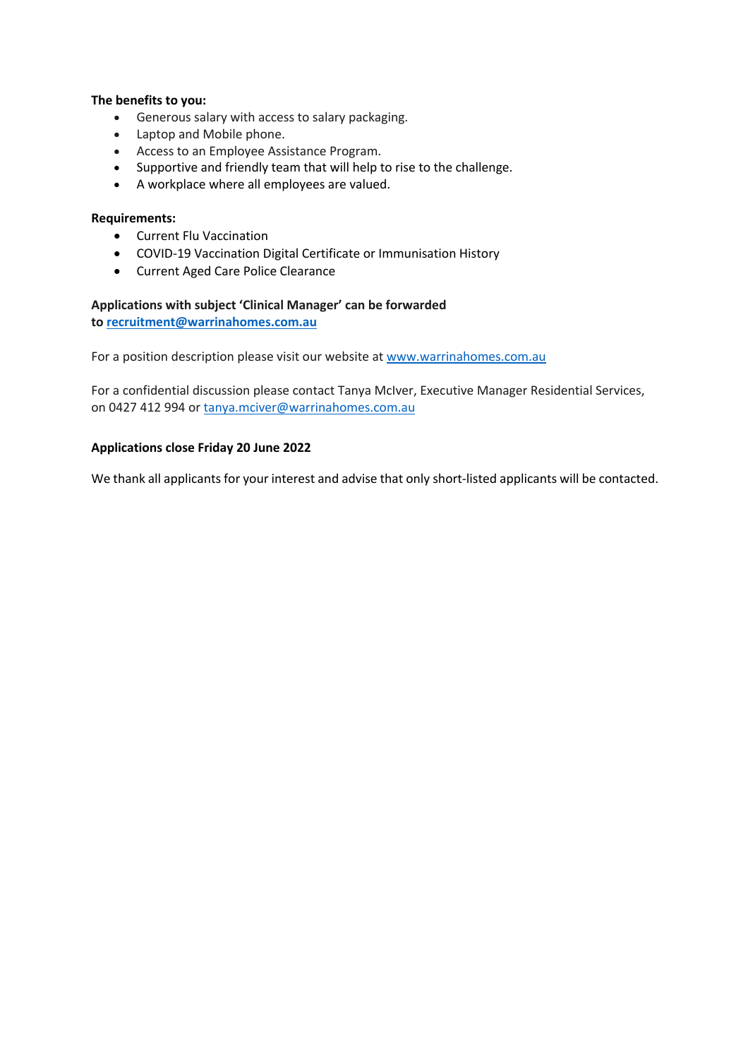**The benefits to you:**

- Generous salary with access to salary packaging.
- Laptop and Mobile phone.
- Access to an Employee Assistance Program.
- Supportive and friendly team that will help to rise to the challenge.
- A workplace where all employees are valued.

**Requirements:**

- Current Flu Vaccination
- COVID-19 Vaccination Digital Certificate or Immunisation History
- Current Aged Care Police Clearance

**Applications with subject 'Clinical Manager' can be forwarded to recruitment@warrinahomes.com.au**

For a position description please visit our website at www.warrinahomes.com.au

For a confidential discussion please contact Tanya McIver, Executive Manager Residential Services, on 0427 412 994 or tanya.mciver@warrinahomes.com.au

**Applications close Friday 20 June 2022**

We thank all applicants for your interest and advise that only short-listed applicants will be contacted.